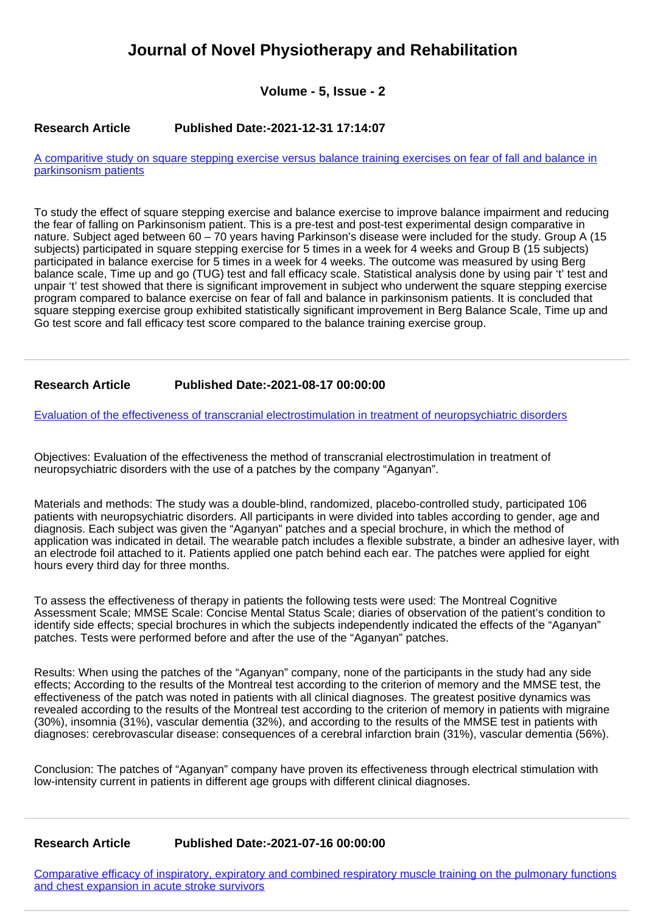# Journal of Novel Physiotherapy and Rehabilitation

### Volume - 5, Issue - 2

**Research Article** **Published Date:-2021-12-31 17:14:07**

[A comparitive study on square stepping exercise versus balance training exercises on fear of fall and balance in parkinsonism patients]()

To study the effect of square stepping exercise and balance exercise to improve balance impairment and reducing the fear of falling on Parkinsonism patient. This is a pre-test and post-test experimental design comparative in nature. Subject aged between 60 – 70 years having Parkinson's disease were included for the study. Group A (15 subjects) participated in square stepping exercise for 5 times in a week for 4 weeks and Group B (15 subjects) participated in balance exercise for 5 times in a week for 4 weeks. The outcome was measured by using Berg balance scale, Time up and go (TUG) test and fall efficacy scale. Statistical analysis done by using pair 't' test and unpair 't' test showed that there is significant improvement in subject who underwent the square stepping exercise program compared to balance exercise on fear of fall and balance in parkinsonism patients. It is concluded that square stepping exercise group exhibited statistically significant improvement in Berg Balance Scale, Time up and Go test score and fall efficacy test score compared to the balance training exercise group.

---

**Research Article** **Published Date:-2021-08-17 00:00:00**

[Evaluation of the effectiveness of transcranial electrostimulation in treatment of neuropsychiatric disorders]()

Objectives: Evaluation of the effectiveness the method of transcranial electrostimulation in treatment of neuropsychiatric disorders with the use of a patches by the company "Aganyan".

Materials and methods: The study was a double-blind, randomized, placebo-controlled study, participated 106 patients with neuropsychiatric disorders. All participants in were divided into tables according to gender, age and diagnosis. Each subject was given the "Aganyan" patches and a special brochure, in which the method of application was indicated in detail. The wearable patch includes a flexible substrate, a binder an adhesive layer, with an electrode foil attached to it. Patients applied one patch behind each ear. The patches were applied for eight hours every third day for three months.

To assess the effectiveness of therapy in patients the following tests were used: The Montreal Cognitive Assessment Scale; MMSE Scale: Concise Mental Status Scale; diaries of observation of the patient's condition to identify side effects; special brochures in which the subjects independently indicated the effects of the "Aganyan" patches. Tests were performed before and after the use of the "Aganyan" patches.

Results: When using the patches of the "Aganyan" company, none of the participants in the study had any side effects; According to the results of the Montreal test according to the criterion of memory and the MMSE test, the effectiveness of the patch was noted in patients with all clinical diagnoses. The greatest positive dynamics was revealed according to the results of the Montreal test according to the criterion of memory in patients with migraine (30%), insomnia (31%), vascular dementia (32%), and according to the results of the MMSE test in patients with diagnoses: cerebrovascular disease: consequences of a cerebral infarction brain (31%), vascular dementia (56%).

Conclusion: The patches of "Aganyan" company have proven its effectiveness through electrical stimulation with low-intensity current in patients in different age groups with different clinical diagnoses.

---

**Research Article** **Published Date:-2021-07-16 00:00:00**

[Comparative efficacy of inspiratory, expiratory and combined respiratory muscle training on the pulmonary functions and chest expansion in acute stroke survivors]()

---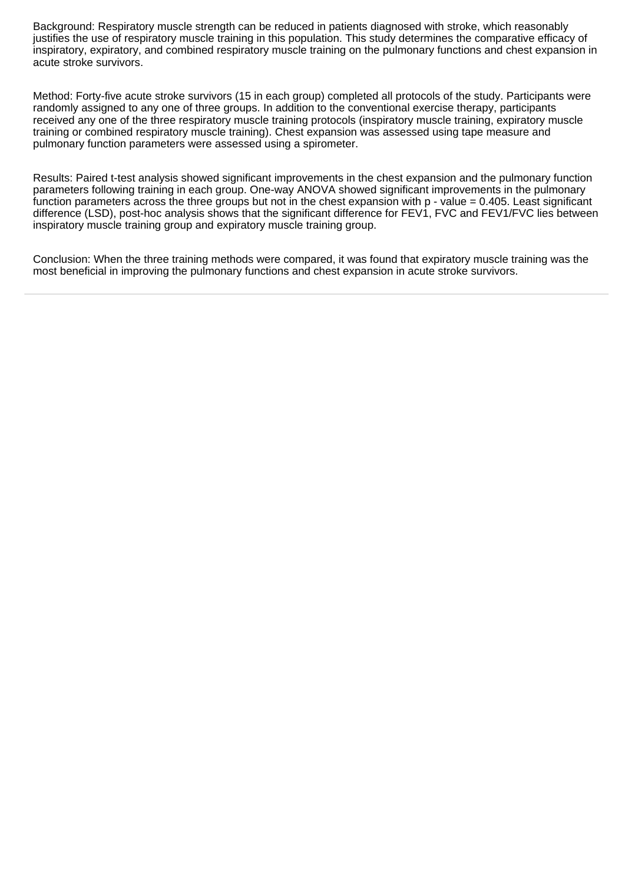Background: Respiratory muscle strength can be reduced in patients diagnosed with stroke, which reasonably justifies the use of respiratory muscle training in this population. This study determines the comparative efficacy of inspiratory, expiratory, and combined respiratory muscle training on the pulmonary functions and chest expansion in acute stroke survivors.

Method: Forty-five acute stroke survivors (15 in each group) completed all protocols of the study. Participants were randomly assigned to any one of three groups. In addition to the conventional exercise therapy, participants received any one of the three respiratory muscle training protocols (inspiratory muscle training, expiratory muscle training or combined respiratory muscle training). Chest expansion was assessed using tape measure and pulmonary function parameters were assessed using a spirometer.

Results: Paired t-test analysis showed significant improvements in the chest expansion and the pulmonary function parameters following training in each group. One-way ANOVA showed significant improvements in the pulmonary function parameters across the three groups but not in the chest expansion with p - value = 0.405. Least significant difference (LSD), post-hoc analysis shows that the significant difference for FEV1, FVC and FEV1/FVC lies between inspiratory muscle training group and expiratory muscle training group.

Conclusion: When the three training methods were compared, it was found that expiratory muscle training was the most beneficial in improving the pulmonary functions and chest expansion in acute stroke survivors.